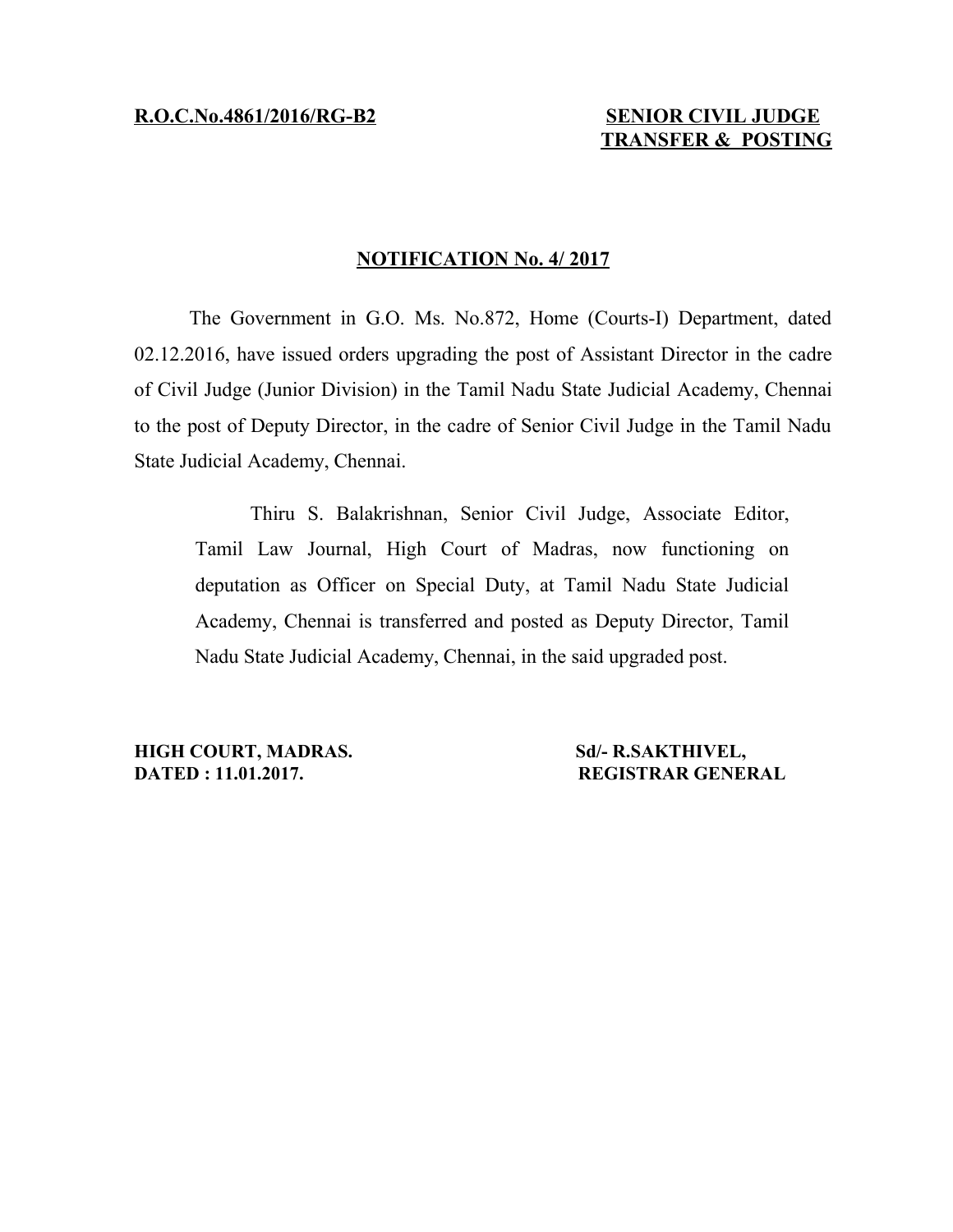**R.O.C.No.4861/2016/RG-B2**

**SENIOR CIVIL JUDGE TRANSFER & POSTING**

## NOTIFICATION No. 4/ 2017

The Government in G.O. Ms. No.872, Home (Courts-I) Department, dated 02.12.2016, have issued orders upgrading the post of Assistant Director in the cadre of Civil Judge (Junior Division) in the Tamil Nadu State Judicial Academy, Chennai to the post of Deputy Director, in the cadre of Senior Civil Judge in the Tamil Nadu State Judicial Academy, Chennai.

Thiru S. Balakrishnan, Senior Civil Judge, Associate Editor, Tamil Law Journal, High Court of Madras, now functioning on deputation as Officer on Special Duty, at Tamil Nadu State Judicial Academy, Chennai is transferred and posted as Deputy Director, Tamil Nadu State Judicial Academy, Chennai, in the said upgraded post.

**HIGH COURT, MADRAS.**
**DATED : 11.01.2017.**

**Sd/- R.SAKTHIVEL,**
**REGISTRAR GENERAL**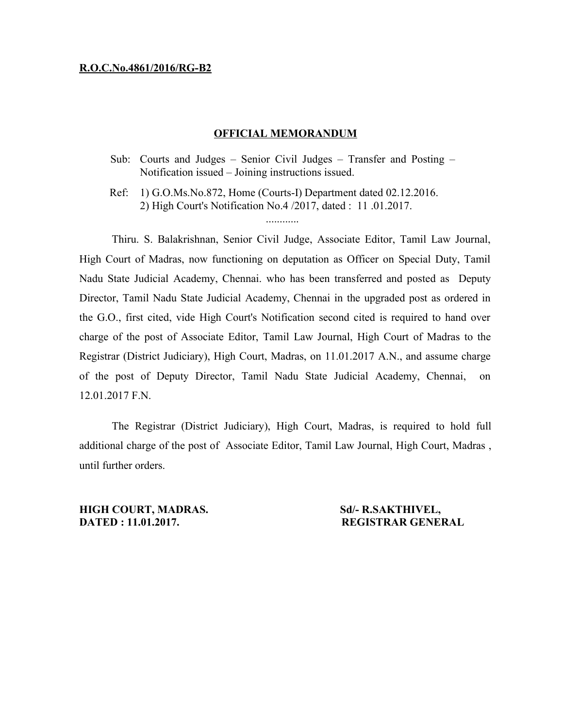**R.O.C.No.4861/2016/RG-B2**

## OFFICIAL MEMORANDUM

Sub: Courts and Judges – Senior Civil Judges – Transfer and Posting – Notification issued – Joining instructions issued.

Ref: 1) G.O.Ms.No.872, Home (Courts-I) Department dated 02.12.2016.
2) High Court's Notification No.4 /2017, dated : 11 .01.2017.

............

Thiru. S. Balakrishnan, Senior Civil Judge, Associate Editor, Tamil Law Journal, High Court of Madras, now functioning on deputation as Officer on Special Duty, Tamil Nadu State Judicial Academy, Chennai. who has been transferred and posted as Deputy Director, Tamil Nadu State Judicial Academy, Chennai in the upgraded post as ordered in the G.O., first cited, vide High Court's Notification second cited is required to hand over charge of the post of Associate Editor, Tamil Law Journal, High Court of Madras to the Registrar (District Judiciary), High Court, Madras, on 11.01.2017 A.N., and assume charge of the post of Deputy Director, Tamil Nadu State Judicial Academy, Chennai, on 12.01.2017 F.N.

The Registrar (District Judiciary), High Court, Madras, is required to hold full additional charge of the post of Associate Editor, Tamil Law Journal, High Court, Madras , until further orders.

**HIGH COURT, MADRAS.**
**DATED : 11.01.2017.**

**Sd/- R.SAKTHIVEL,**
**REGISTRAR GENERAL**